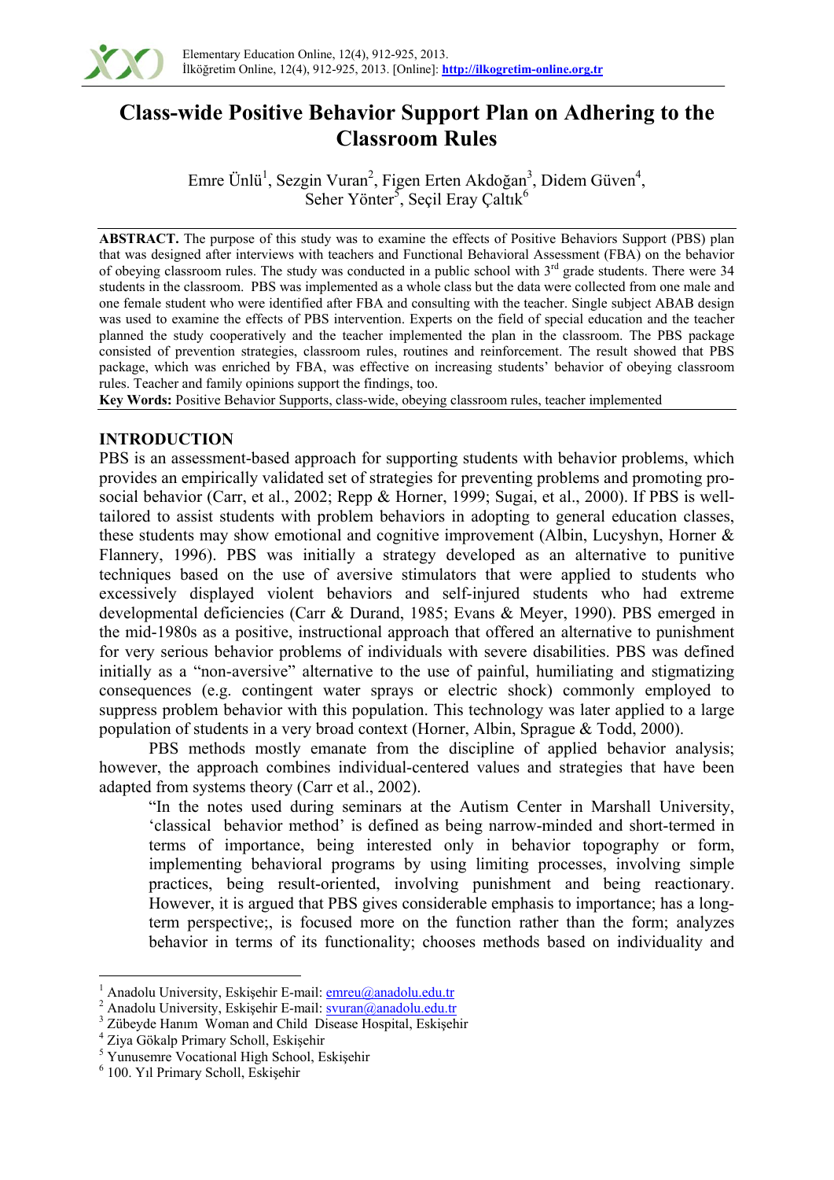# Class-wide Positive Behavior Support Plan on Adhering to the Classroom Rules

Emre Ünlü[1], Sezgin Vuran[2], Figen Erten Akdoğan[3], Didem Güven[4], Seher Yönter[5], Seçil Eray Çaltık[6]

**ABSTRACT.** The purpose of this study was to examine the effects of Positive Behaviors Support (PBS) plan that was designed after interviews with teachers and Functional Behavioral Assessment (FBA) on the behavior of obeying classroom rules. The study was conducted in a public school with 3rd grade students. There were 34 students in the classroom. PBS was implemented as a whole class but the data were collected from one male and one female student who were identified after FBA and consulting with the teacher. Single subject ABAB design was used to examine the effects of PBS intervention. Experts on the field of special education and the teacher planned the study cooperatively and the teacher implemented the plan in the classroom. The PBS package consisted of prevention strategies, classroom rules, routines and reinforcement. The result showed that PBS package, which was enriched by FBA, was effective on increasing students' behavior of obeying classroom rules. Teacher and family opinions support the findings, too.

**Key Words:** Positive Behavior Supports, class-wide, obeying classroom rules, teacher implemented

## INTRODUCTION

PBS is an assessment-based approach for supporting students with behavior problems, which provides an empirically validated set of strategies for preventing problems and promoting pro-social behavior (Carr, et al., 2002; Repp & Horner, 1999; Sugai, et al., 2000). If PBS is well-tailored to assist students with problem behaviors in adopting to general education classes, these students may show emotional and cognitive improvement (Albin, Lucyshyn, Horner & Flannery, 1996). PBS was initially a strategy developed as an alternative to punitive techniques based on the use of aversive stimulators that were applied to students who excessively displayed violent behaviors and self-injured students who had extreme developmental deficiencies (Carr & Durand, 1985; Evans & Meyer, 1990). PBS emerged in the mid-1980s as a positive, instructional approach that offered an alternative to punishment for very serious behavior problems of individuals with severe disabilities. PBS was defined initially as a "non-aversive" alternative to the use of painful, humiliating and stigmatizing consequences (e.g. contingent water sprays or electric shock) commonly employed to suppress problem behavior with this population. This technology was later applied to a large population of students in a very broad context (Horner, Albin, Sprague & Todd, 2000).

PBS methods mostly emanate from the discipline of applied behavior analysis; however, the approach combines individual-centered values and strategies that have been adapted from systems theory (Carr et al., 2002).

> "In the notes used during seminars at the Autism Center in Marshall University, 'classical behavior method' is defined as being narrow-minded and short-termed in terms of importance, being interested only in behavior topography or form, implementing behavioral programs by using limiting processes, involving simple practices, being result-oriented, involving punishment and being reactionary. However, it is argued that PBS gives considerable emphasis to importance; has a long-term perspective;, is focused more on the function rather than the form; analyzes behavior in terms of its functionality; chooses methods based on individuality and

---

[1] Anadolu University, Eskişehir E-mail: emreu@anadolu.edu.tr
[2] Anadolu University, Eskişehir E-mail: svuran@anadolu.edu.tr
[3] Zübeyde Hanım Woman and Child Disease Hospital, Eskişehir
[4] Ziya Gökalp Primary Scholl, Eskişehir
[5] Yunusemre Vocational High School, Eskişehir
[6] 100. Yıl Primary Scholl, Eskişehir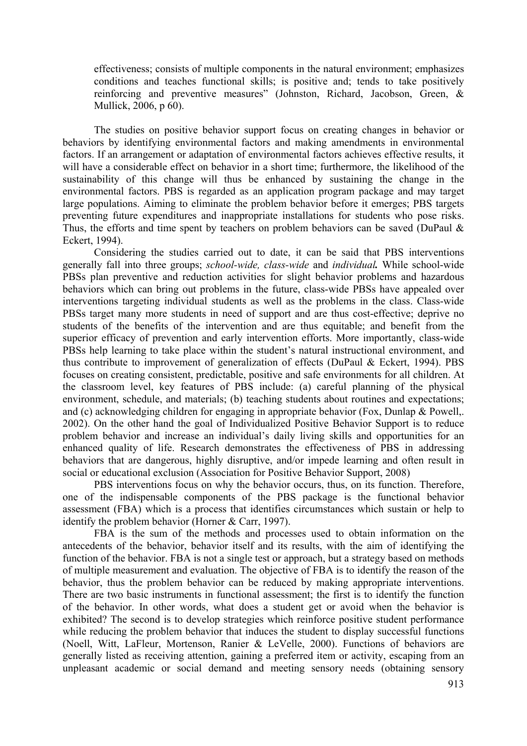effectiveness; consists of multiple components in the natural environment; emphasizes conditions and teaches functional skills; is positive and; tends to take positively reinforcing and preventive measures" (Johnston, Richard, Jacobson, Green, & Mullick, 2006, p 60).

The studies on positive behavior support focus on creating changes in behavior or behaviors by identifying environmental factors and making amendments in environmental factors. If an arrangement or adaptation of environmental factors achieves effective results, it will have a considerable effect on behavior in a short time; furthermore, the likelihood of the sustainability of this change will thus be enhanced by sustaining the change in the environmental factors. PBS is regarded as an application program package and may target large populations. Aiming to eliminate the problem behavior before it emerges; PBS targets preventing future expenditures and inappropriate installations for students who pose risks. Thus, the efforts and time spent by teachers on problem behaviors can be saved (DuPaul & Eckert, 1994).

Considering the studies carried out to date, it can be said that PBS interventions generally fall into three groups; *school-wide, class-wide* and ***individual.*** While school-wide PBSs plan preventive and reduction activities for slight behavior problems and hazardous behaviors which can bring out problems in the future, class-wide PBSs have appealed over interventions targeting individual students as well as the problems in the class. Class-wide PBSs target many more students in need of support and are thus cost-effective; deprive no students of the benefits of the intervention and are thus equitable; and benefit from the superior efficacy of prevention and early intervention efforts. More importantly, class-wide PBSs help learning to take place within the student's natural instructional environment, and thus contribute to improvement of generalization of effects (DuPaul & Eckert, 1994). PBS focuses on creating consistent, predictable, positive and safe environments for all children. At the classroom level, key features of PBS include: (a) careful planning of the physical environment, schedule, and materials; (b) teaching students about routines and expectations; and (c) acknowledging children for engaging in appropriate behavior (Fox, Dunlap & Powell,. 2002). On the other hand the goal of Individualized Positive Behavior Support is to reduce problem behavior and increase an individual's daily living skills and opportunities for an enhanced quality of life. Research demonstrates the effectiveness of PBS in addressing behaviors that are dangerous, highly disruptive, and/or impede learning and often result in social or educational exclusion (Association for Positive Behavior Support, 2008)

PBS interventions focus on why the behavior occurs, thus, on its function. Therefore, one of the indispensable components of the PBS package is the functional behavior assessment (FBA) which is a process that identifies circumstances which sustain or help to identify the problem behavior (Horner & Carr, 1997).

FBA is the sum of the methods and processes used to obtain information on the antecedents of the behavior, behavior itself and its results, with the aim of identifying the function of the behavior. FBA is not a single test or approach, but a strategy based on methods of multiple measurement and evaluation. The objective of FBA is to identify the reason of the behavior, thus the problem behavior can be reduced by making appropriate interventions. There are two basic instruments in functional assessment; the first is to identify the function of the behavior. In other words, what does a student get or avoid when the behavior is exhibited? The second is to develop strategies which reinforce positive student performance while reducing the problem behavior that induces the student to display successful functions (Noell, Witt, LaFleur, Mortenson, Ranier & LeVelle, 2000). Functions of behaviors are generally listed as receiving attention, gaining a preferred item or activity, escaping from an unpleasant academic or social demand and meeting sensory needs (obtaining sensory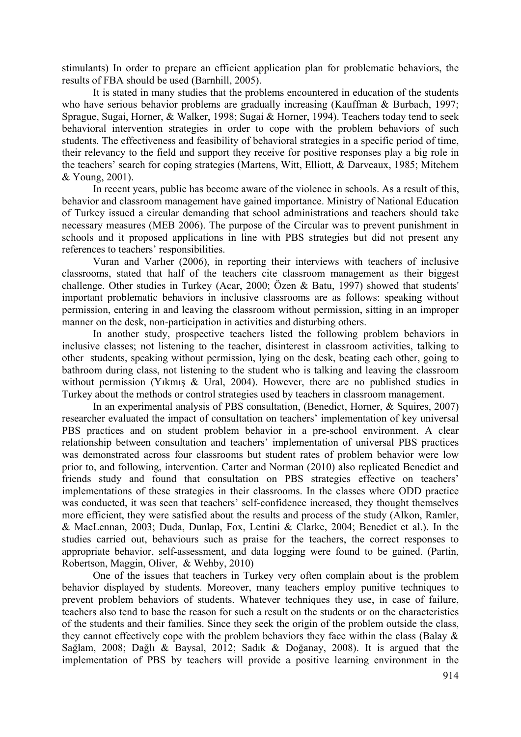stimulants) In order to prepare an efficient application plan for problematic behaviors, the results of FBA should be used (Barnhill, 2005).

It is stated in many studies that the problems encountered in education of the students who have serious behavior problems are gradually increasing (Kauffman & Burbach, 1997; Sprague, Sugai, Horner, & Walker, 1998; Sugai & Horner, 1994). Teachers today tend to seek behavioral intervention strategies in order to cope with the problem behaviors of such students. The effectiveness and feasibility of behavioral strategies in a specific period of time, their relevancy to the field and support they receive for positive responses play a big role in the teachers' search for coping strategies (Martens, Witt, Elliott, & Darveaux, 1985; Mitchem & Young, 2001).

In recent years, public has become aware of the violence in schools. As a result of this, behavior and classroom management have gained importance. Ministry of National Education of Turkey issued a circular demanding that school administrations and teachers should take necessary measures (MEB 2006). The purpose of the Circular was to prevent punishment in schools and it proposed applications in line with PBS strategies but did not present any references to teachers' responsibilities.

Vuran and Varlıer (2006), in reporting their interviews with teachers of inclusive classrooms, stated that half of the teachers cite classroom management as their biggest challenge. Other studies in Turkey (Acar, 2000; Özen & Batu, 1997) showed that students' important problematic behaviors in inclusive classrooms are as follows: speaking without permission, entering in and leaving the classroom without permission, sitting in an improper manner on the desk, non-participation in activities and disturbing others.

In another study, prospective teachers listed the following problem behaviors in inclusive classes; not listening to the teacher, disinterest in classroom activities, talking to other students, speaking without permission, lying on the desk, beating each other, going to bathroom during class, not listening to the student who is talking and leaving the classroom without permission (Yıkmış & Ural, 2004). However, there are no published studies in Turkey about the methods or control strategies used by teachers in classroom management.

In an experimental analysis of PBS consultation, (Benedict, Horner, & Squires, 2007) researcher evaluated the impact of consultation on teachers' implementation of key universal PBS practices and on student problem behavior in a pre-school environment. A clear relationship between consultation and teachers' implementation of universal PBS practices was demonstrated across four classrooms but student rates of problem behavior were low prior to, and following, intervention. Carter and Norman (2010) also replicated Benedict and friends study and found that consultation on PBS strategies effective on teachers' implementations of these strategies in their classrooms. In the classes where ODD practice was conducted, it was seen that teachers' self-confidence increased, they thought themselves more efficient, they were satisfied about the results and process of the study (Alkon, Ramler, & MacLennan, 2003; Duda, Dunlap, Fox, Lentini & Clarke, 2004; Benedict et al.). In the studies carried out, behaviours such as praise for the teachers, the correct responses to appropriate behavior, self-assessment, and data logging were found to be gained. (Partin, Robertson, Maggin, Oliver, & Wehby, 2010)

One of the issues that teachers in Turkey very often complain about is the problem behavior displayed by students. Moreover, many teachers employ punitive techniques to prevent problem behaviors of students. Whatever techniques they use, in case of failure, teachers also tend to base the reason for such a result on the students or on the characteristics of the students and their families. Since they seek the origin of the problem outside the class, they cannot effectively cope with the problem behaviors they face within the class (Balay & Sağlam, 2008; Dağlı & Baysal, 2012; Sadık & Doğanay, 2008). It is argued that the implementation of PBS by teachers will provide a positive learning environment in the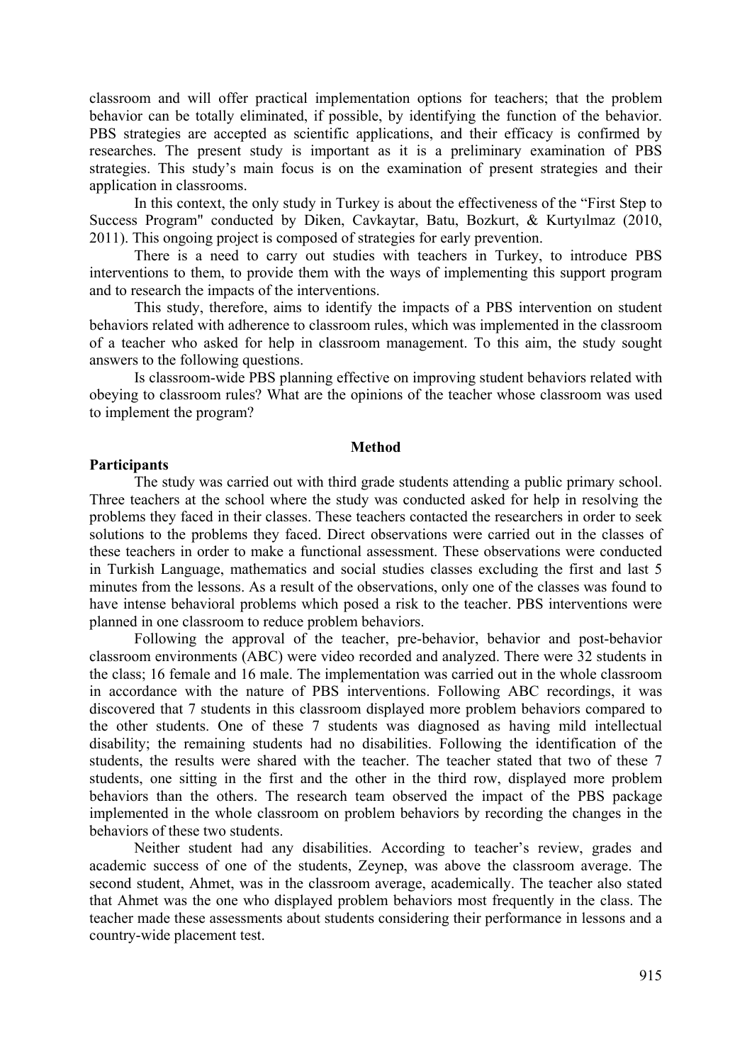classroom and will offer practical implementation options for teachers; that the problem behavior can be totally eliminated, if possible, by identifying the function of the behavior. PBS strategies are accepted as scientific applications, and their efficacy is confirmed by researches. The present study is important as it is a preliminary examination of PBS strategies. This study's main focus is on the examination of present strategies and their application in classrooms.

In this context, the only study in Turkey is about the effectiveness of the "First Step to Success Program" conducted by Diken, Cavkaytar, Batu, Bozkurt, & Kurtyılmaz (2010, 2011). This ongoing project is composed of strategies for early prevention.

There is a need to carry out studies with teachers in Turkey, to introduce PBS interventions to them, to provide them with the ways of implementing this support program and to research the impacts of the interventions.

This study, therefore, aims to identify the impacts of a PBS intervention on student behaviors related with adherence to classroom rules, which was implemented in the classroom of a teacher who asked for help in classroom management. To this aim, the study sought answers to the following questions.

Is classroom-wide PBS planning effective on improving student behaviors related with obeying to classroom rules? What are the opinions of the teacher whose classroom was used to implement the program?

## Method

### Participants

The study was carried out with third grade students attending a public primary school. Three teachers at the school where the study was conducted asked for help in resolving the problems they faced in their classes. These teachers contacted the researchers in order to seek solutions to the problems they faced. Direct observations were carried out in the classes of these teachers in order to make a functional assessment. These observations were conducted in Turkish Language, mathematics and social studies classes excluding the first and last 5 minutes from the lessons. As a result of the observations, only one of the classes was found to have intense behavioral problems which posed a risk to the teacher. PBS interventions were planned in one classroom to reduce problem behaviors.

Following the approval of the teacher, pre-behavior, behavior and post-behavior classroom environments (ABC) were video recorded and analyzed. There were 32 students in the class; 16 female and 16 male. The implementation was carried out in the whole classroom in accordance with the nature of PBS interventions. Following ABC recordings, it was discovered that 7 students in this classroom displayed more problem behaviors compared to the other students. One of these 7 students was diagnosed as having mild intellectual disability; the remaining students had no disabilities. Following the identification of the students, the results were shared with the teacher. The teacher stated that two of these 7 students, one sitting in the first and the other in the third row, displayed more problem behaviors than the others. The research team observed the impact of the PBS package implemented in the whole classroom on problem behaviors by recording the changes in the behaviors of these two students.

Neither student had any disabilities. According to teacher's review, grades and academic success of one of the students, Zeynep, was above the classroom average. The second student, Ahmet, was in the classroom average, academically. The teacher also stated that Ahmet was the one who displayed problem behaviors most frequently in the class. The teacher made these assessments about students considering their performance in lessons and a country-wide placement test.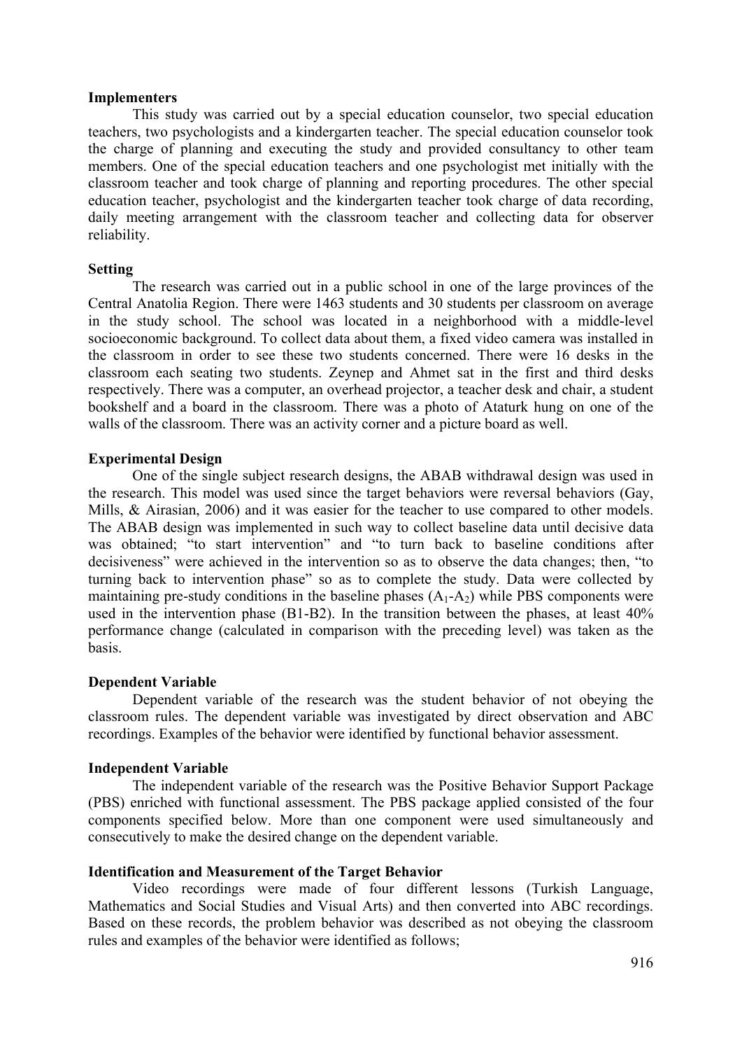**Implementers**

This study was carried out by a special education counselor, two special education teachers, two psychologists and a kindergarten teacher. The special education counselor took the charge of planning and executing the study and provided consultancy to other team members. One of the special education teachers and one psychologist met initially with the classroom teacher and took charge of planning and reporting procedures. The other special education teacher, psychologist and the kindergarten teacher took charge of data recording, daily meeting arrangement with the classroom teacher and collecting data for observer reliability.

**Setting**

The research was carried out in a public school in one of the large provinces of the Central Anatolia Region. There were 1463 students and 30 students per classroom on average in the study school. The school was located in a neighborhood with a middle-level socioeconomic background. To collect data about them, a fixed video camera was installed in the classroom in order to see these two students concerned. There were 16 desks in the classroom each seating two students. Zeynep and Ahmet sat in the first and third desks respectively. There was a computer, an overhead projector, a teacher desk and chair, a student bookshelf and a board in the classroom. There was a photo of Ataturk hung on one of the walls of the classroom. There was an activity corner and a picture board as well.

**Experimental Design**

One of the single subject research designs, the ABAB withdrawal design was used in the research. This model was used since the target behaviors were reversal behaviors (Gay, Mills, & Airasian, 2006) and it was easier for the teacher to use compared to other models. The ABAB design was implemented in such way to collect baseline data until decisive data was obtained; "to start intervention" and "to turn back to baseline conditions after decisiveness" were achieved in the intervention so as to observe the data changes; then, "to turning back to intervention phase" so as to complete the study. Data were collected by maintaining pre-study conditions in the baseline phases ($A_1$-$A_2$) while PBS components were used in the intervention phase (B1-B2). In the transition between the phases, at least 40% performance change (calculated in comparison with the preceding level) was taken as the basis.

**Dependent Variable**

Dependent variable of the research was the student behavior of not obeying the classroom rules. The dependent variable was investigated by direct observation and ABC recordings. Examples of the behavior were identified by functional behavior assessment.

**Independent Variable**

The independent variable of the research was the Positive Behavior Support Package (PBS) enriched with functional assessment. The PBS package applied consisted of the four components specified below. More than one component were used simultaneously and consecutively to make the desired change on the dependent variable.

**Identification and Measurement of the Target Behavior**

Video recordings were made of four different lessons (Turkish Language, Mathematics and Social Studies and Visual Arts) and then converted into ABC recordings. Based on these records, the problem behavior was described as not obeying the classroom rules and examples of the behavior were identified as follows;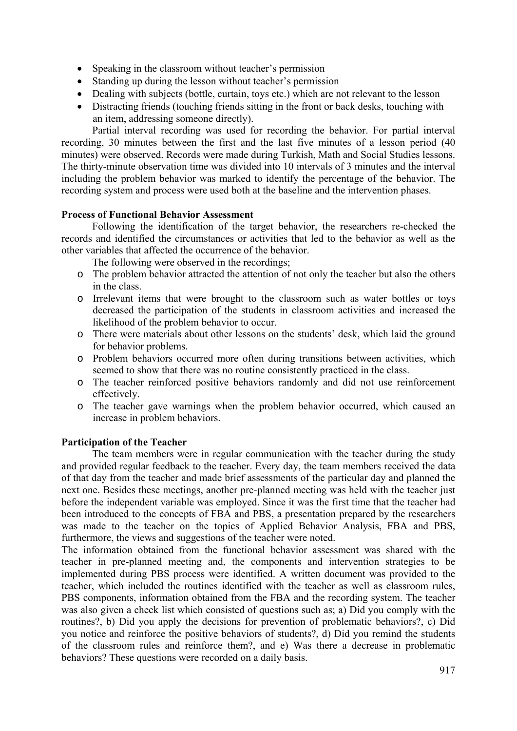- Speaking in the classroom without teacher's permission
- Standing up during the lesson without teacher's permission
- Dealing with subjects (bottle, curtain, toys etc.) which are not relevant to the lesson
- Distracting friends (touching friends sitting in the front or back desks, touching with an item, addressing someone directly).

Partial interval recording was used for recording the behavior. For partial interval recording, 30 minutes between the first and the last five minutes of a lesson period (40 minutes) were observed. Records were made during Turkish, Math and Social Studies lessons. The thirty-minute observation time was divided into 10 intervals of 3 minutes and the interval including the problem behavior was marked to identify the percentage of the behavior. The recording system and process were used both at the baseline and the intervention phases.

**Process of Functional Behavior Assessment**

Following the identification of the target behavior, the researchers re-checked the records and identified the circumstances or activities that led to the behavior as well as the other variables that affected the occurrence of the behavior.

The following were observed in the recordings;

- The problem behavior attracted the attention of not only the teacher but also the others in the class.
- Irrelevant items that were brought to the classroom such as water bottles or toys decreased the participation of the students in classroom activities and increased the likelihood of the problem behavior to occur.
- There were materials about other lessons on the students' desk, which laid the ground for behavior problems.
- Problem behaviors occurred more often during transitions between activities, which seemed to show that there was no routine consistently practiced in the class.
- The teacher reinforced positive behaviors randomly and did not use reinforcement effectively.
- The teacher gave warnings when the problem behavior occurred, which caused an increase in problem behaviors.

**Participation of the Teacher**

The team members were in regular communication with the teacher during the study and provided regular feedback to the teacher. Every day, the team members received the data of that day from the teacher and made brief assessments of the particular day and planned the next one. Besides these meetings, another pre-planned meeting was held with the teacher just before the independent variable was employed. Since it was the first time that the teacher had been introduced to the concepts of FBA and PBS, a presentation prepared by the researchers was made to the teacher on the topics of Applied Behavior Analysis, FBA and PBS, furthermore, the views and suggestions of the teacher were noted.

The information obtained from the functional behavior assessment was shared with the teacher in pre-planned meeting and, the components and intervention strategies to be implemented during PBS process were identified. A written document was provided to the teacher, which included the routines identified with the teacher as well as classroom rules, PBS components, information obtained from the FBA and the recording system. The teacher was also given a check list which consisted of questions such as; a) Did you comply with the routines?, b) Did you apply the decisions for prevention of problematic behaviors?, c) Did you notice and reinforce the positive behaviors of students?, d) Did you remind the students of the classroom rules and reinforce them?, and e) Was there a decrease in problematic behaviors? These questions were recorded on a daily basis.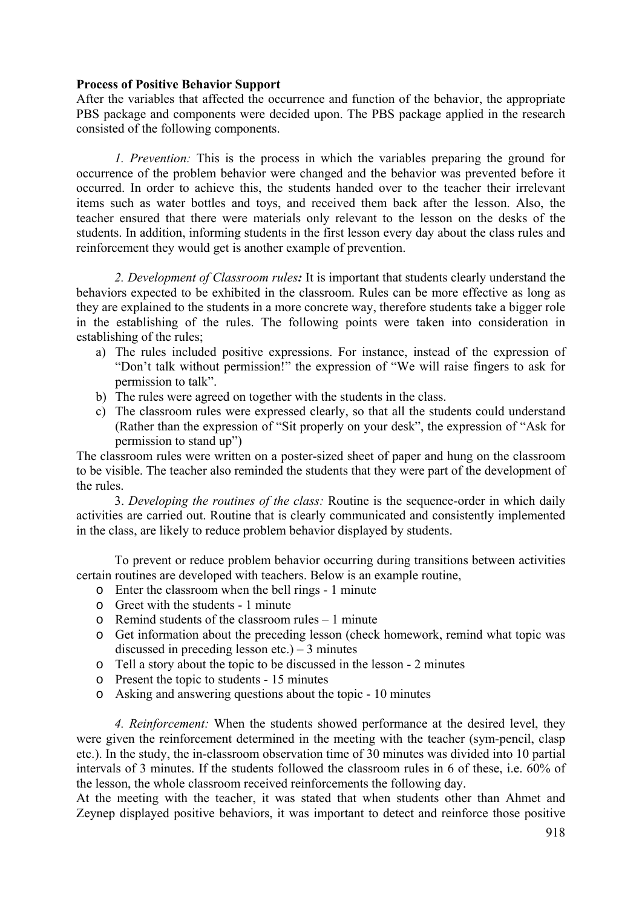**Process of Positive Behavior Support**

After the variables that affected the occurrence and function of the behavior, the appropriate PBS package and components were decided upon. The PBS package applied in the research consisted of the following components.

*1. Prevention:* This is the process in which the variables preparing the ground for occurrence of the problem behavior were changed and the behavior was prevented before it occurred. In order to achieve this, the students handed over to the teacher their irrelevant items such as water bottles and toys, and received them back after the lesson. Also, the teacher ensured that there were materials only relevant to the lesson on the desks of the students. In addition, informing students in the first lesson every day about the class rules and reinforcement they would get is another example of prevention.

*2. Development of Classroom rules***:** It is important that students clearly understand the behaviors expected to be exhibited in the classroom. Rules can be more effective as long as they are explained to the students in a more concrete way, therefore students take a bigger role in the establishing of the rules. The following points were taken into consideration in establishing of the rules;

a) The rules included positive expressions. For instance, instead of the expression of "Don't talk without permission!" the expression of "We will raise fingers to ask for permission to talk".
b) The rules were agreed on together with the students in the class.
c) The classroom rules were expressed clearly, so that all the students could understand (Rather than the expression of "Sit properly on your desk", the expression of "Ask for permission to stand up")

The classroom rules were written on a poster-sized sheet of paper and hung on the classroom to be visible. The teacher also reminded the students that they were part of the development of the rules.

3. *Developing the routines of the class:* Routine is the sequence-order in which daily activities are carried out. Routine that is clearly communicated and consistently implemented in the class, are likely to reduce problem behavior displayed by students.

To prevent or reduce problem behavior occurring during transitions between activities certain routines are developed with teachers. Below is an example routine,

- Enter the classroom when the bell rings - 1 minute
- Greet with the students - 1 minute
- Remind students of the classroom rules – 1 minute
- Get information about the preceding lesson (check homework, remind what topic was discussed in preceding lesson etc.) – 3 minutes
- Tell a story about the topic to be discussed in the lesson - 2 minutes
- Present the topic to students - 15 minutes
- Asking and answering questions about the topic - 10 minutes

*4. Reinforcement:* When the students showed performance at the desired level, they were given the reinforcement determined in the meeting with the teacher (sym-pencil, clasp etc.). In the study, the in-classroom observation time of 30 minutes was divided into 10 partial intervals of 3 minutes. If the students followed the classroom rules in 6 of these, i.e. 60% of the lesson, the whole classroom received reinforcements the following day.

At the meeting with the teacher, it was stated that when students other than Ahmet and Zeynep displayed positive behaviors, it was important to detect and reinforce those positive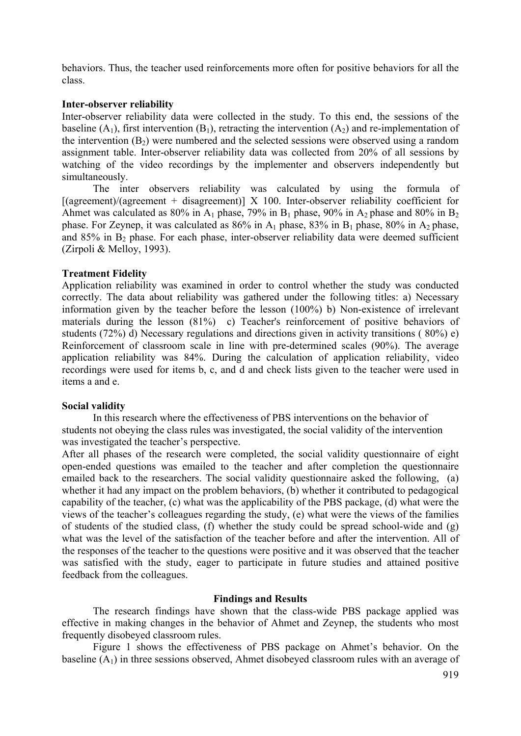behaviors. Thus, the teacher used reinforcements more often for positive behaviors for all the class.

**Inter-observer reliability**

Inter-observer reliability data were collected in the study. To this end, the sessions of the baseline ($A_1$), first intervention ($B_1$), retracting the intervention ($A_2$) and re-implementation of the intervention ($B_2$) were numbered and the selected sessions were observed using a random assignment table. Inter-observer reliability data was collected from 20% of all sessions by watching of the video recordings by the implementer and observers independently but simultaneously.

The inter observers reliability was calculated by using the formula of [(agreement)/(agreement + disagreement)] X 100. Inter-observer reliability coefficient for Ahmet was calculated as 80% in $A_1$ phase, 79% in $B_1$ phase, 90% in $A_2$ phase and 80% in $B_2$ phase. For Zeynep, it was calculated as 86% in $A_1$ phase, 83% in $B_1$ phase, 80% in $A_2$ phase, and 85% in $B_2$ phase. For each phase, inter-observer reliability data were deemed sufficient (Zirpoli & Melloy, 1993).

**Treatment Fidelity**

Application reliability was examined in order to control whether the study was conducted correctly. The data about reliability was gathered under the following titles: a) Necessary information given by the teacher before the lesson (100%) b) Non-existence of irrelevant materials during the lesson (81%) c) Teacher's reinforcement of positive behaviors of students (72%) d) Necessary regulations and directions given in activity transitions ( 80%) e) Reinforcement of classroom scale in line with pre-determined scales (90%). The average application reliability was 84%. During the calculation of application reliability, video recordings were used for items b, c, and d and check lists given to the teacher were used in items a and e.

**Social validity**

In this research where the effectiveness of PBS interventions on the behavior of students not obeying the class rules was investigated, the social validity of the intervention was investigated the teacher's perspective.

After all phases of the research were completed, the social validity questionnaire of eight open-ended questions was emailed to the teacher and after completion the questionnaire emailed back to the researchers. The social validity questionnaire asked the following, (a) whether it had any impact on the problem behaviors, (b) whether it contributed to pedagogical capability of the teacher, (c) what was the applicability of the PBS package, (d) what were the views of the teacher's colleagues regarding the study, (e) what were the views of the families of students of the studied class, (f) whether the study could be spread school-wide and (g) what was the level of the satisfaction of the teacher before and after the intervention. All of the responses of the teacher to the questions were positive and it was observed that the teacher was satisfied with the study, eager to participate in future studies and attained positive feedback from the colleagues.

## Findings and Results

The research findings have shown that the class-wide PBS package applied was effective in making changes in the behavior of Ahmet and Zeynep, the students who most frequently disobeyed classroom rules.

Figure 1 shows the effectiveness of PBS package on Ahmet's behavior. On the baseline ($A_1$) in three sessions observed, Ahmet disobeyed classroom rules with an average of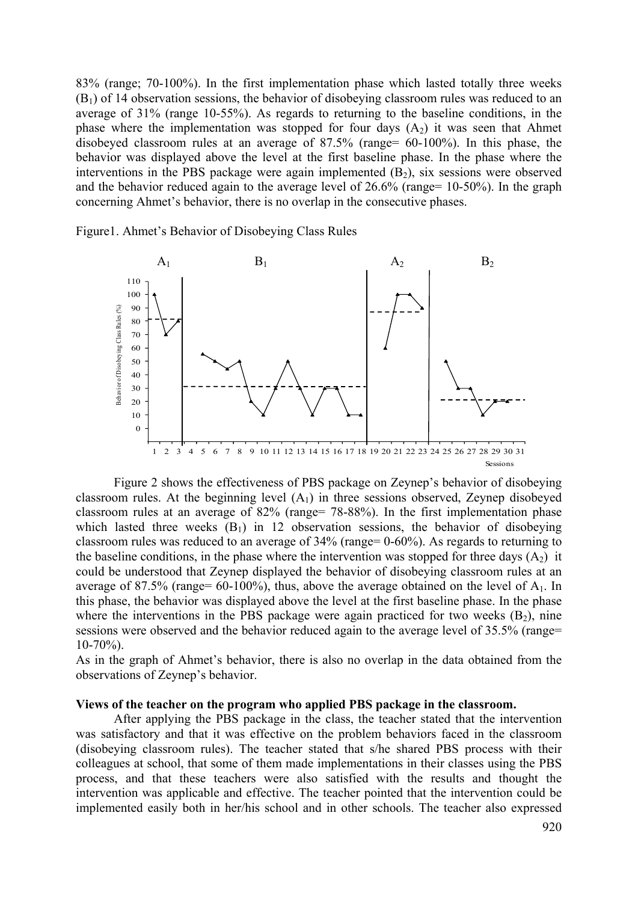83% (range; 70-100%). In the first implementation phase which lasted totally three weeks ($B_1$) of 14 observation sessions, the behavior of disobeying classroom rules was reduced to an average of 31% (range 10-55%). As regards to returning to the baseline conditions, in the phase where the implementation was stopped for four days ($A_2$) it was seen that Ahmet disobeyed classroom rules at an average of 87.5% (range= 60-100%). In this phase, the behavior was displayed above the level at the first baseline phase. In the phase where the interventions in the PBS package were again implemented ($B_2$), six sessions were observed and the behavior reduced again to the average level of 26.6% (range= 10-50%). In the graph concerning Ahmet's behavior, there is no overlap in the consecutive phases.

Figure1. Ahmet's Behavior of Disobeying Class Rules

Figure 2 shows the effectiveness of PBS package on Zeynep's behavior of disobeying classroom rules. At the beginning level ($A_1$) in three sessions observed, Zeynep disobeyed classroom rules at an average of 82% (range= 78-88%). In the first implementation phase which lasted three weeks ($B_1$) in 12 observation sessions, the behavior of disobeying classroom rules was reduced to an average of 34% (range= 0-60%). As regards to returning to the baseline conditions, in the phase where the intervention was stopped for three days ($A_2$) it could be understood that Zeynep displayed the behavior of disobeying classroom rules at an average of 87.5% (range= 60-100%), thus, above the average obtained on the level of $A_1$. In this phase, the behavior was displayed above the level at the first baseline phase. In the phase where the interventions in the PBS package were again practiced for two weeks ($B_2$), nine sessions were observed and the behavior reduced again to the average level of 35.5% (range= 10-70%).

As in the graph of Ahmet's behavior, there is also no overlap in the data obtained from the observations of Zeynep's behavior.

**Views of the teacher on the program who applied PBS package in the classroom.**

After applying the PBS package in the class, the teacher stated that the intervention was satisfactory and that it was effective on the problem behaviors faced in the classroom (disobeying classroom rules). The teacher stated that s/he shared PBS process with their colleagues at school, that some of them made implementations in their classes using the PBS process, and that these teachers were also satisfied with the results and thought the intervention was applicable and effective. The teacher pointed that the intervention could be implemented easily both in her/his school and in other schools. The teacher also expressed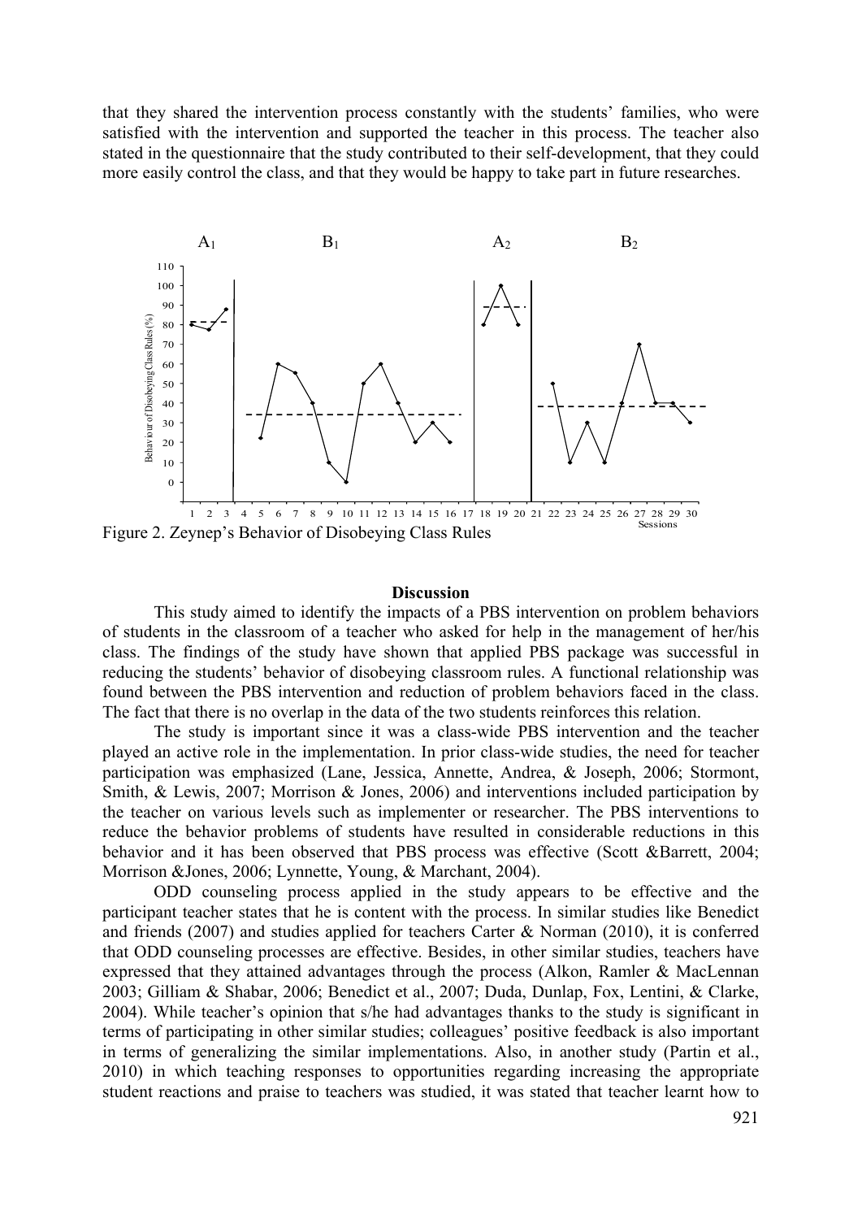that they shared the intervention process constantly with the students' families, who were satisfied with the intervention and supported the teacher in this process. The teacher also stated in the questionnaire that the study contributed to their self-development, that they could more easily control the class, and that they would be happy to take part in future researches.

Figure 2. Zeynep's Behavior of Disobeying Class Rules

## Discussion

This study aimed to identify the impacts of a PBS intervention on problem behaviors of students in the classroom of a teacher who asked for help in the management of her/his class. The findings of the study have shown that applied PBS package was successful in reducing the students' behavior of disobeying classroom rules. A functional relationship was found between the PBS intervention and reduction of problem behaviors faced in the class. The fact that there is no overlap in the data of the two students reinforces this relation.

The study is important since it was a class-wide PBS intervention and the teacher played an active role in the implementation. In prior class-wide studies, the need for teacher participation was emphasized (Lane, Jessica, Annette, Andrea, & Joseph, 2006; Stormont, Smith, & Lewis, 2007; Morrison & Jones, 2006) and interventions included participation by the teacher on various levels such as implementer or researcher. The PBS interventions to reduce the behavior problems of students have resulted in considerable reductions in this behavior and it has been observed that PBS process was effective (Scott &Barrett, 2004; Morrison &Jones, 2006; Lynnette, Young, & Marchant, 2004).

ODD counseling process applied in the study appears to be effective and the participant teacher states that he is content with the process. In similar studies like Benedict and friends (2007) and studies applied for teachers Carter & Norman (2010), it is conferred that ODD counseling processes are effective. Besides, in other similar studies, teachers have expressed that they attained advantages through the process (Alkon, Ramler & MacLennan 2003; Gilliam & Shabar, 2006; Benedict et al., 2007; Duda, Dunlap, Fox, Lentini, & Clarke, 2004). While teacher's opinion that s/he had advantages thanks to the study is significant in terms of participating in other similar studies; colleagues' positive feedback is also important in terms of generalizing the similar implementations. Also, in another study (Partin et al., 2010) in which teaching responses to opportunities regarding increasing the appropriate student reactions and praise to teachers was studied, it was stated that teacher learnt how to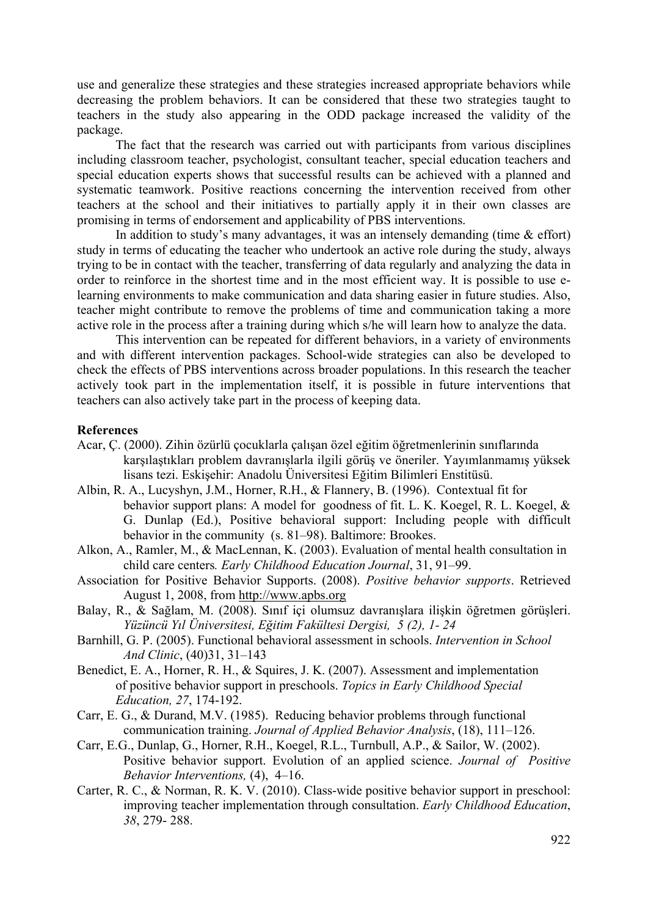use and generalize these strategies and these strategies increased appropriate behaviors while decreasing the problem behaviors. It can be considered that these two strategies taught to teachers in the study also appearing in the ODD package increased the validity of the package.

The fact that the research was carried out with participants from various disciplines including classroom teacher, psychologist, consultant teacher, special education teachers and special education experts shows that successful results can be achieved with a planned and systematic teamwork. Positive reactions concerning the intervention received from other teachers at the school and their initiatives to partially apply it in their own classes are promising in terms of endorsement and applicability of PBS interventions.

In addition to study's many advantages, it was an intensely demanding (time & effort) study in terms of educating the teacher who undertook an active role during the study, always trying to be in contact with the teacher, transferring of data regularly and analyzing the data in order to reinforce in the shortest time and in the most efficient way. It is possible to use e-learning environments to make communication and data sharing easier in future studies. Also, teacher might contribute to remove the problems of time and communication taking a more active role in the process after a training during which s/he will learn how to analyze the data.

This intervention can be repeated for different behaviors, in a variety of environments and with different intervention packages. School-wide strategies can also be developed to check the effects of PBS interventions across broader populations. In this research the teacher actively took part in the implementation itself, it is possible in future interventions that teachers can also actively take part in the process of keeping data.

**References**

Acar, Ç. (2000). Zihin özürlü çocuklarla çalışan özel eğitim öğretmenlerinin sınıflarında karşılaştıkları problem davranışlarla ilgili görüş ve öneriler. Yayımlanmamış yüksek lisans tezi. Eskişehir: Anadolu Üniversitesi Eğitim Bilimleri Enstitüsü.

Albin, R. A., Lucyshyn, J.M., Horner, R.H., & Flannery, B. (1996). Contextual fit for behavior support plans: A model for goodness of fit. L. K. Koegel, R. L. Koegel, & G. Dunlap (Ed.), Positive behavioral support: Including people with difficult behavior in the community (s. 81–98). Baltimore: Brookes.

Alkon, A., Ramler, M., & MacLennan, K. (2003). Evaluation of mental health consultation in child care centers*. Early Childhood Education Journal*, 31, 91–99.

Association for Positive Behavior Supports. (2008). *Positive behavior supports*. Retrieved August 1, 2008, from http://www.apbs.org

Balay, R., & Sağlam, M. (2008). Sınıf içi olumsuz davranışlara ilişkin öğretmen görüşleri. *Yüzüncü Yıl Üniversitesi, Eğitim Fakültesi Dergisi, 5 (2), 1- 24*

Barnhill, G. P. (2005). Functional behavioral assessment in schools. *Intervention in School And Clinic*, (40)31, 31–143

Benedict, E. A., Horner, R. H., & Squires, J. K. (2007). Assessment and implementation of positive behavior support in preschools. *Topics in Early Childhood Special Education, 27*, 174-192.

Carr, E. G., & Durand, M.V. (1985). Reducing behavior problems through functional communication training. *Journal of Applied Behavior Analysis*, (18), 111–126.

Carr, E.G., Dunlap, G., Horner, R.H., Koegel, R.L., Turnbull, A.P., & Sailor, W. (2002). Positive behavior support. Evolution of an applied science. *Journal of Positive Behavior Interventions,* (4), 4–16.

Carter, R. C., & Norman, R. K. V. (2010). Class-wide positive behavior support in preschool: improving teacher implementation through consultation. *Early Childhood Education*, *38*, 279- 288.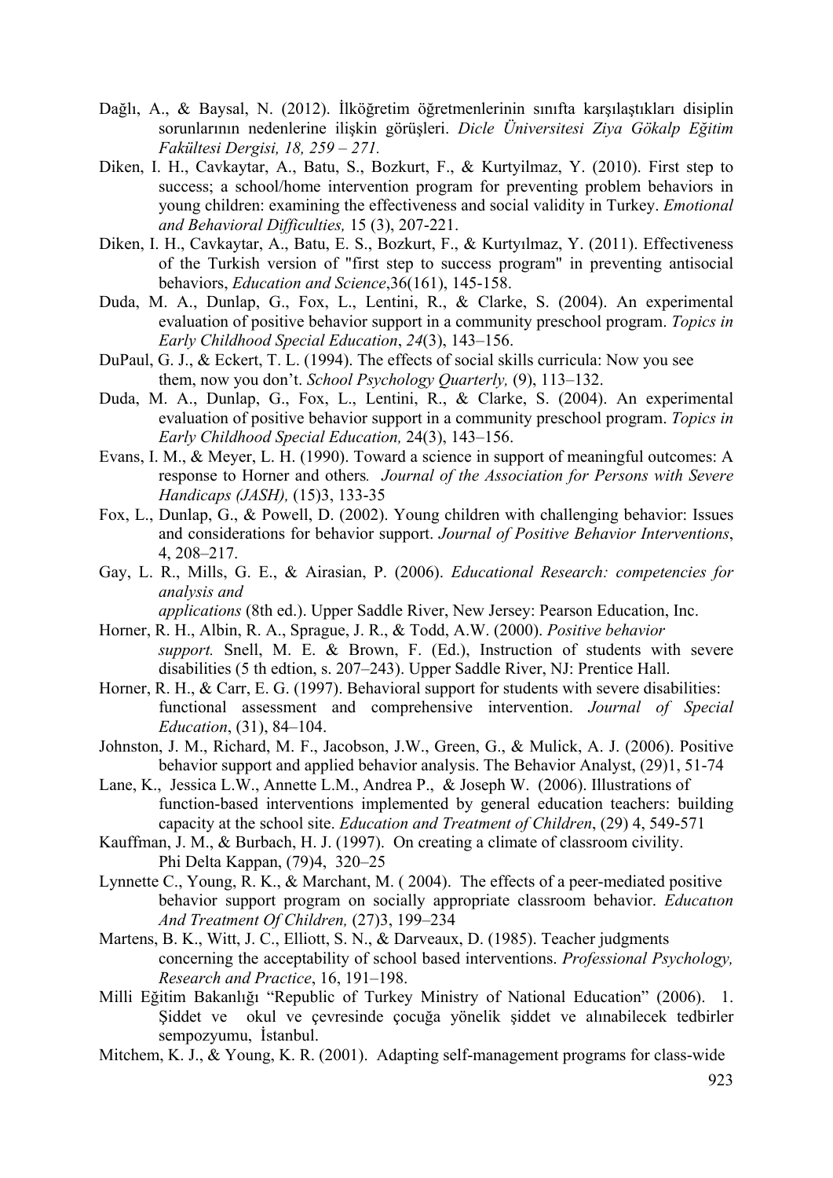Dağlı, A., & Baysal, N. (2012). İlköğretim öğretmenlerinin sınıfta karşılaştıkları disiplin sorunlarının nedenlerine ilişkin görüşleri. *Dicle Üniversitesi Ziya Gökalp Eğitim Fakültesi Dergisi, 18, 259 – 271.*

Diken, I. H., Cavkaytar, A., Batu, S., Bozkurt, F., & Kurtyilmaz, Y. (2010). First step to success; a school/home intervention program for preventing problem behaviors in young children: examining the effectiveness and social validity in Turkey. *Emotional and Behavioral Difficulties,* 15 (3), 207-221.

Diken, I. H., Cavkaytar, A., Batu, E. S., Bozkurt, F., & Kurtyılmaz, Y. (2011). Effectiveness of the Turkish version of "first step to success program" in preventing antisocial behaviors, *Education and Science*,36(161), 145-158.

Duda, M. A., Dunlap, G., Fox, L., Lentini, R., & Clarke, S. (2004). An experimental evaluation of positive behavior support in a community preschool program. *Topics in Early Childhood Special Education*, *24*(3), 143–156.

DuPaul, G. J., & Eckert, T. L. (1994). The effects of social skills curricula: Now you see them, now you don't. *School Psychology Quarterly,* (9), 113–132.

Duda, M. A., Dunlap, G., Fox, L., Lentini, R., & Clarke, S. (2004). An experimental evaluation of positive behavior support in a community preschool program. *Topics in Early Childhood Special Education,* 24(3), 143–156.

Evans, I. M., & Meyer, L. H. (1990). Toward a science in support of meaningful outcomes: A response to Horner and others*. Journal of the Association for Persons with Severe Handicaps (JASH),* (15)3, 133-35

Fox, L., Dunlap, G., & Powell, D. (2002). Young children with challenging behavior: Issues and considerations for behavior support. *Journal of Positive Behavior Interventions*, 4, 208–217.

Gay, L. R., Mills, G. E., & Airasian, P. (2006). *Educational Research: competencies for analysis and applications* (8th ed.). Upper Saddle River, New Jersey: Pearson Education, Inc.

Horner, R. H., Albin, R. A., Sprague, J. R., & Todd, A.W. (2000). *Positive behavior support.* Snell, M. E. & Brown, F. (Ed.), Instruction of students with severe disabilities (5 th edtion, s. 207–243). Upper Saddle River, NJ: Prentice Hall.

Horner, R. H., & Carr, E. G. (1997). Behavioral support for students with severe disabilities: functional assessment and comprehensive intervention. *Journal of Special Education*, (31), 84–104.

Johnston, J. M., Richard, M. F., Jacobson, J.W., Green, G., & Mulick, A. J. (2006). Positive behavior support and applied behavior analysis. The Behavior Analyst, (29)1, 51-74

Lane, K., Jessica L.W., Annette L.M., Andrea P., & Joseph W. (2006). Illustrations of function-based interventions implemented by general education teachers: building capacity at the school site. *Education and Treatment of Children*, (29) 4, 549-571

Kauffman, J. M., & Burbach, H. J. (1997). On creating a climate of classroom civility. Phi Delta Kappan, (79)4, 320–25

Lynnette C., Young, R. K., & Marchant, M. ( 2004). The effects of a peer-mediated positive behavior support program on socially appropriate classroom behavior. *Educatıon And Treatment Of Children,* (27)3, 199–234

Martens, B. K., Witt, J. C., Elliott, S. N., & Darveaux, D. (1985). Teacher judgments concerning the acceptability of school based interventions. *Professional Psychology, Research and Practice*, 16, 191–198.

Milli Eğitim Bakanlığı "Republic of Turkey Ministry of National Education" (2006). 1. Şiddet ve okul ve çevresinde çocuğa yönelik şiddet ve alınabilecek tedbirler sempozyumu, İstanbul.

Mitchem, K. J., & Young, K. R. (2001). Adapting self-management programs for class-wide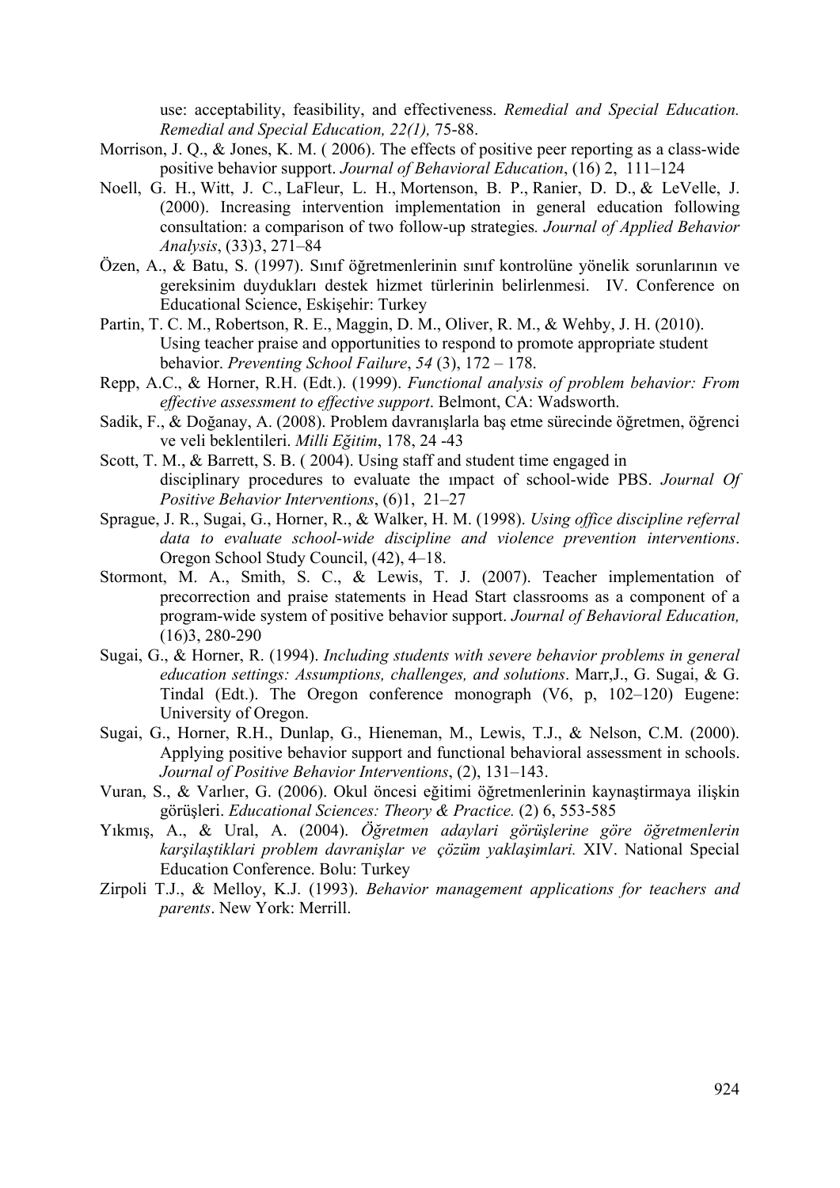use: acceptability, feasibility, and effectiveness. *Remedial and Special Education. Remedial and Special Education, 22(1),* 75-88.

Morrison, J. Q., & Jones, K. M. ( 2006). The effects of positive peer reporting as a class-wide positive behavior support. *Journal of Behavioral Education*, (16) 2, 111–124

Noell, G. H., Witt, J. C., LaFleur, L. H., Mortenson, B. P., Ranier, D. D., & LeVelle, J. (2000). Increasing intervention implementation in general education following consultation: a comparison of two follow-up strategies*. Journal of Applied Behavior Analysis*, (33)3, 271–84

Özen, A., & Batu, S. (1997). Sınıf öğretmenlerinin sınıf kontrolüne yönelik sorunlarının ve gereksinim duydukları destek hizmet türlerinin belirlenmesi. IV. Conference on Educational Science, Eskişehir: Turkey

Partin, T. C. M., Robertson, R. E., Maggin, D. M., Oliver, R. M., & Wehby, J. H. (2010). Using teacher praise and opportunities to respond to promote appropriate student behavior. *Preventing School Failure*, *54* (3), 172 – 178.

Repp, A.C., & Horner, R.H. (Edt.). (1999). *Functional analysis of problem behavior: From effective assessment to effective support*. Belmont, CA: Wadsworth.

Sadik, F., & Doğanay, A. (2008). Problem davranışlarla baş etme sürecinde öğretmen, öğrenci ve veli beklentileri. *Milli Eğitim*, 178, 24 -43

Scott, T. M., & Barrett, S. B. ( 2004). Using staff and student time engaged in disciplinary procedures to evaluate the ımpact of school-wide PBS. *Journal Of Positive Behavior Interventions*, (6)1, 21–27

Sprague, J. R., Sugai, G., Horner, R., & Walker, H. M. (1998). *Using office discipline referral data to evaluate school-wide discipline and violence prevention interventions*. Oregon School Study Council, (42), 4–18.

Stormont, M. A., Smith, S. C., & Lewis, T. J. (2007). Teacher implementation of precorrection and praise statements in Head Start classrooms as a component of a program-wide system of positive behavior support. *Journal of Behavioral Education,* (16)3, 280-290

Sugai, G., & Horner, R. (1994). *Including students with severe behavior problems in general education settings: Assumptions, challenges, and solutions*. Marr,J., G. Sugai, & G. Tindal (Edt.). The Oregon conference monograph (V6, p, 102–120) Eugene: University of Oregon.

Sugai, G., Horner, R.H., Dunlap, G., Hieneman, M., Lewis, T.J., & Nelson, C.M. (2000). Applying positive behavior support and functional behavioral assessment in schools. *Journal of Positive Behavior Interventions*, (2), 131–143.

Vuran, S., & Varlıer, G. (2006). Okul öncesi eğitimi öğretmenlerinin kaynaştirmaya ilişkin görüşleri. *Educational Sciences: Theory & Practice.* (2) 6, 553-585

Yıkmış, A., & Ural, A. (2004). *Öğretmen adaylari görüşlerine göre öğretmenlerin karşilaştiklari problem davranişlar ve çözüm yaklaşimlari.* XIV. National Special Education Conference. Bolu: Turkey

Zirpoli T.J., & Melloy, K.J. (1993). *Behavior management applications for teachers and parents*. New York: Merrill.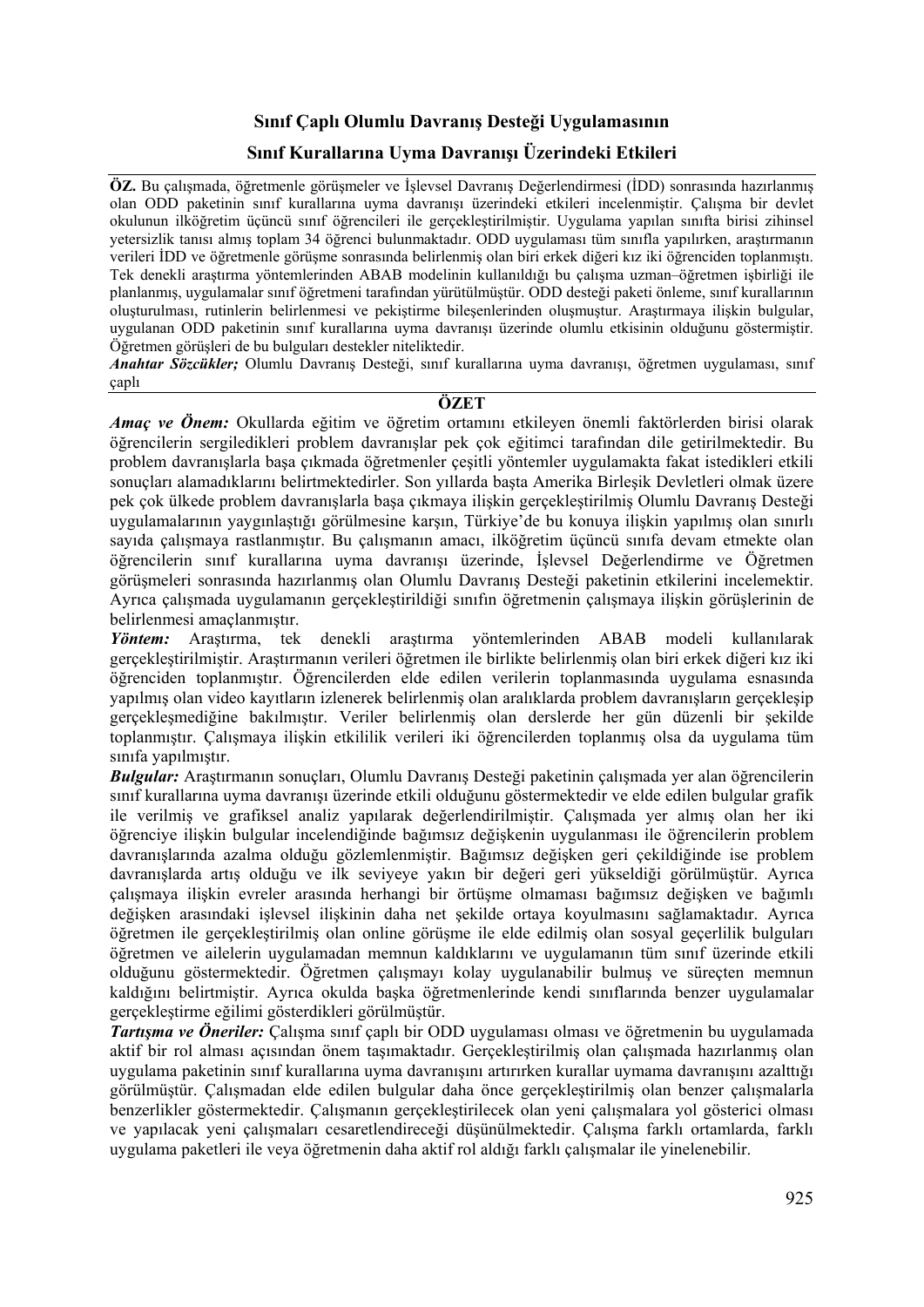## Sınıf Çaplı Olumlu Davranış Desteği Uygulamasının Sınıf Kurallarına Uyma Davranışı Üzerindeki Etkileri

**ÖZ.** Bu çalışmada, öğretmenle görüşmeler ve İşlevsel Davranış Değerlendirmesi (İDD) sonrasında hazırlanmış olan ODD paketinin sınıf kurallarına uyma davranışı üzerindeki etkileri incelenmiştir. Çalışma bir devlet okulunun ilköğretim üçüncü sınıf öğrencileri ile gerçekleştirilmiştir. Uygulama yapılan sınıfta birisi zihinsel yetersizlik tanısı almış toplam 34 öğrenci bulunmaktadır. ODD uygulaması tüm sınıfla yapılırken, araştırmanın verileri İDD ve öğretmenle görüşme sonrasında belirlenmiş olan biri erkek diğeri kız iki öğrenciden toplanmıştı. Tek denekli araştırma yöntemlerinden ABAB modelinin kullanıldığı bu çalışma uzman–öğretmen işbirliği ile planlanmış, uygulamalar sınıf öğretmeni tarafından yürütülmüştür. ODD desteği paketi önleme, sınıf kurallarının oluşturulması, rutinlerin belirlenmesi ve pekiştirme bileşenlerinden oluşmuştur. Araştırmaya ilişkin bulgular, uygulanan ODD paketinin sınıf kurallarına uyma davranışı üzerinde olumlu etkisinin olduğunu göstermiştir. Öğretmen görüşleri de bu bulguları destekler niteliktedir.

***Anahtar Sözcükler;*** Olumlu Davranış Desteği, sınıf kurallarına uyma davranışı, öğretmen uygulaması, sınıf çaplı

### ÖZET

***Amaç ve Önem:*** Okullarda eğitim ve öğretim ortamını etkileyen önemli faktörlerden birisi olarak öğrencilerin sergiledikleri problem davranışlar pek çok eğitimci tarafından dile getirilmektedir. Bu problem davranışlarla başa çıkmada öğretmenler çeşitli yöntemler uygulamakta fakat istedikleri etkili sonuçları alamadıklarını belirtmektedirler. Son yıllarda başta Amerika Birleşik Devletleri olmak üzere pek çok ülkede problem davranışlarla başa çıkmaya ilişkin gerçekleştirilmiş Olumlu Davranış Desteği uygulamalarının yaygınlaştığı görülmesine karşın, Türkiye'de bu konuya ilişkin yapılmış olan sınırlı sayıda çalışmaya rastlanmıştır. Bu çalışmanın amacı, ilköğretim üçüncü sınıfa devam etmekte olan öğrencilerin sınıf kurallarına uyma davranışı üzerinde, İşlevsel Değerlendirme ve Öğretmen görüşmeleri sonrasında hazırlanmış olan Olumlu Davranış Desteği paketinin etkilerini incelemektir. Ayrıca çalışmada uygulamanın gerçekleştirildiği sınıfın öğretmenin çalışmaya ilişkin görüşlerinin de belirlenmesi amaçlanmıştır.

***Yöntem:*** Araştırma, tek denekli araştırma yöntemlerinden ABAB modeli kullanılarak gerçekleştirilmiştir. Araştırmanın verileri öğretmen ile birlikte belirlenmiş olan biri erkek diğeri kız iki öğrenciden toplanmıştır. Öğrencilerden elde edilen verilerin toplanmasında uygulama esnasında yapılmış olan video kayıtların izlenerek belirlenmiş olan aralıklarda problem davranışların gerçekleşip gerçekleşmediğine bakılmıştır. Veriler belirlenmiş olan derslerde her gün düzenli bir şekilde toplanmıştır. Çalışmaya ilişkin etkililik verileri iki öğrencilerden toplanmış olsa da uygulama tüm sınıfa yapılmıştır.

***Bulgular:*** Araştırmanın sonuçları, Olumlu Davranış Desteği paketinin çalışmada yer alan öğrencilerin sınıf kurallarına uyma davranışı üzerinde etkili olduğunu göstermektedir ve elde edilen bulgular grafik ile verilmiş ve grafiksel analiz yapılarak değerlendirilmiştir. Çalışmada yer almış olan her iki öğrenciye ilişkin bulgular incelendiğinde bağımsız değişkenin uygulanması ile öğrencilerin problem davranışlarında azalma olduğu gözlemlenmiştir. Bağımsız değişken geri çekildiğinde ise problem davranışlarda artış olduğu ve ilk seviyeye yakın bir değeri geri yükseldiği görülmüştür. Ayrıca çalışmaya ilişkin evreler arasında herhangi bir örtüşme olmaması bağımsız değişken ve bağımlı değişken arasındaki işlevsel ilişkinin daha net şekilde ortaya koyulmasını sağlamaktadır. Ayrıca öğretmen ile gerçekleştirilmiş olan online görüşme ile elde edilmiş olan sosyal geçerlilik bulguları öğretmen ve ailelerin uygulamadan memnun kaldıklarını ve uygulamanın tüm sınıf üzerinde etkili olduğunu göstermektedir. Öğretmen çalışmayı kolay uygulanabilir bulmuş ve süreçten memnun kaldığını belirtmiştir. Ayrıca okulda başka öğretmenlerinde kendi sınıflarında benzer uygulamalar gerçekleştirme eğilimi gösterdikleri görülmüştür.

***Tartışma ve Öneriler:*** Çalışma sınıf çaplı bir ODD uygulaması olması ve öğretmenin bu uygulamada aktif bir rol alması açısından önem taşımaktadır. Gerçekleştirilmiş olan çalışmada hazırlanmış olan uygulama paketinin sınıf kurallarına uyma davranışını artırırken kurallar uymama davranışını azalttığı görülmüştür. Çalışmadan elde edilen bulgular daha önce gerçekleştirilmiş olan benzer çalışmalarla benzerlikler göstermektedir. Çalışmanın gerçekleştirilecek olan yeni çalışmalara yol gösterici olması ve yapılacak yeni çalışmaları cesaretlendireceği düşünülmektedir. Çalışma farklı ortamlarda, farklı uygulama paketleri ile veya öğretmenin daha aktif rol aldığı farklı çalışmalar ile yinelenebilir.